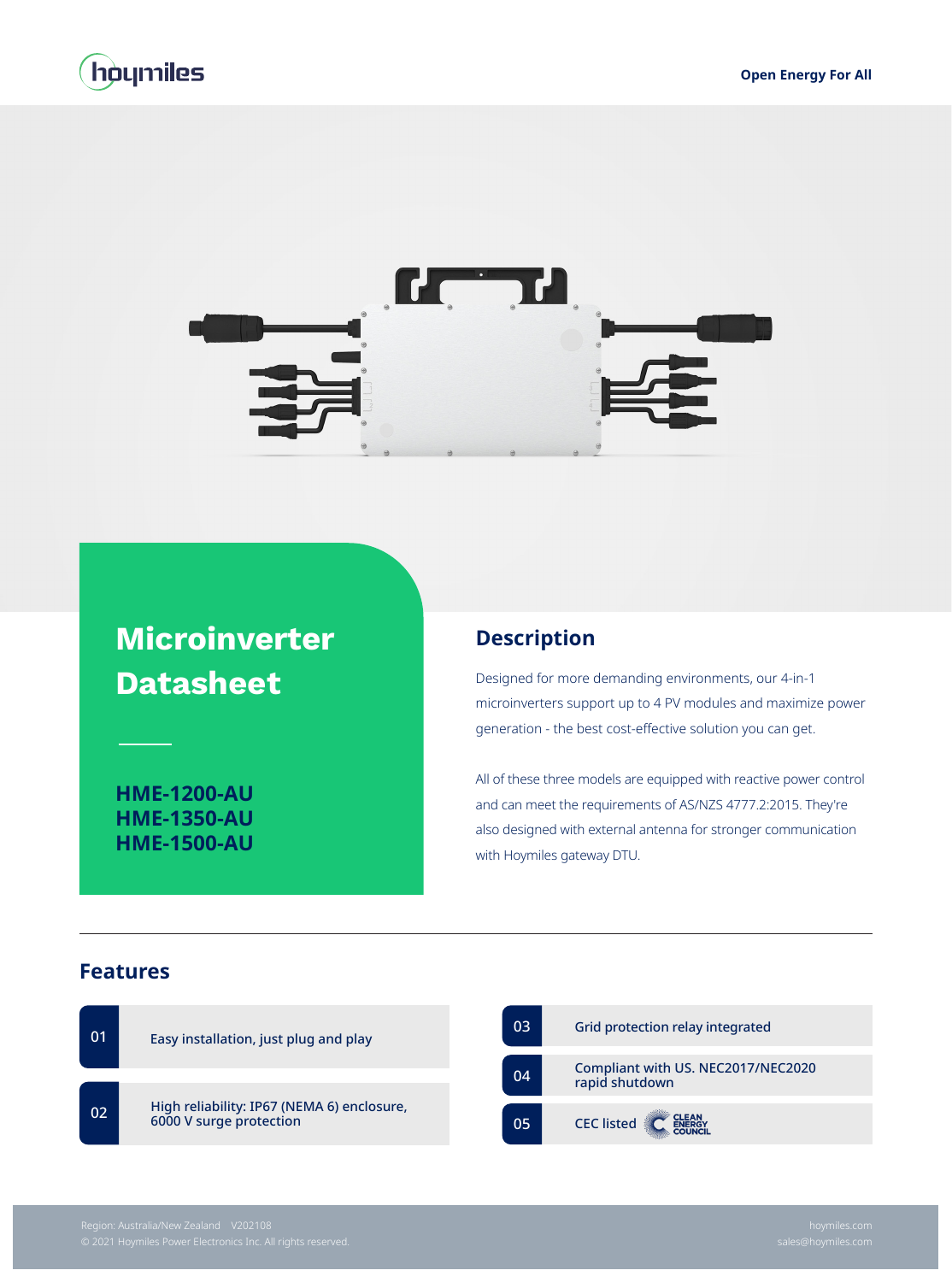hoymiles

Open Energy For All

# Microinverter Datasheet

**HME-1200-AU**
**HME-1350-AU**
**HME-1500-AU**

## Description

Designed for more demanding environments, our 4-in-1 microinverters support up to 4 PV modules and maximize power generation - the best cost-effective solution you can get.

All of these three models are equipped with reactive power control and can meet the requirements of AS/NZS 4777.2:2015. They're also designed with external antenna for stronger communication with Hoymiles gateway DTU.

## Features

- 01 Easy installation, just plug and play
- 02 High reliability: IP67 (NEMA 6) enclosure, 6000 V surge protection
- 03 Grid protection relay integrated
- 04 Compliant with US. NEC2017/NEC2020 rapid shutdown
- 05 CEC listed CLEAN ENERGY COUNCIL

Region: Australia/New Zealand V202108
© 2021 Hoymiles Power Electronics Inc. All rights reserved.

hoymiles.com
sales@hoymiles.com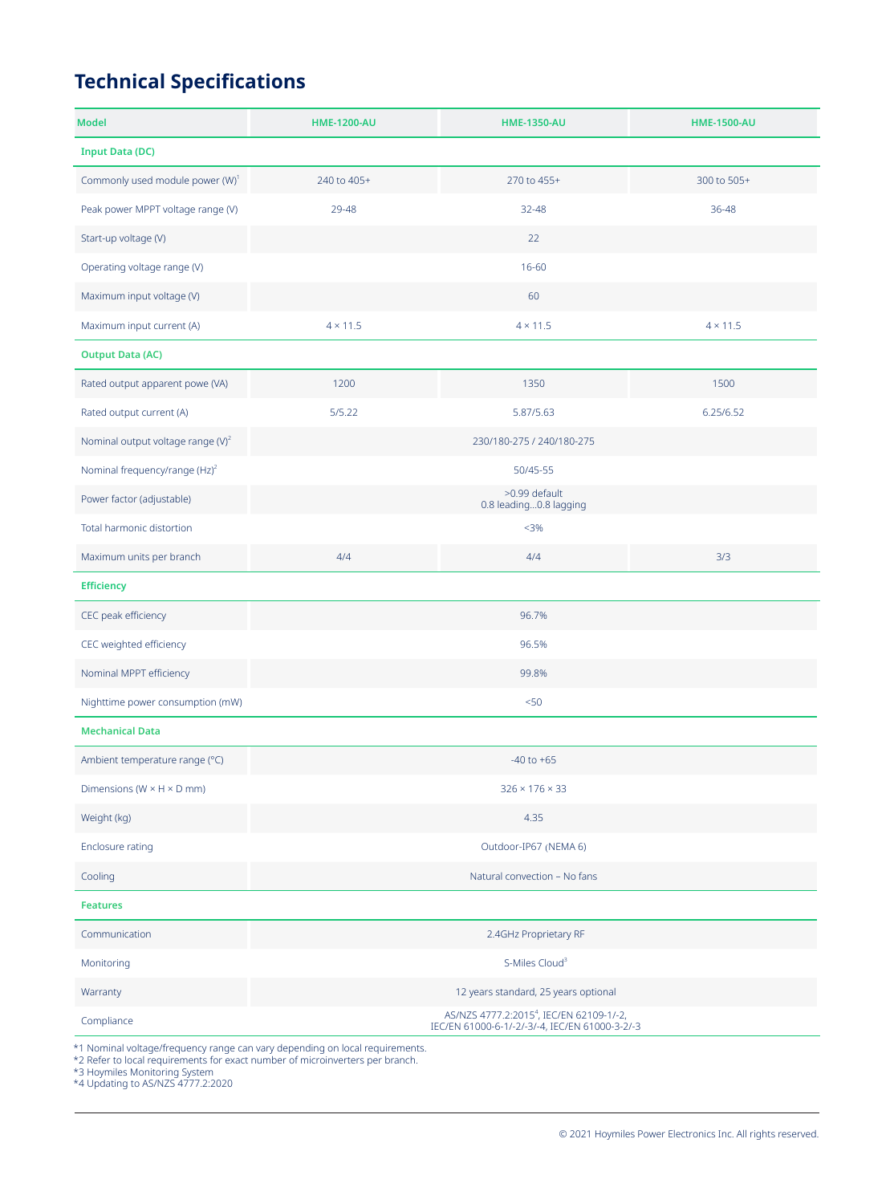# Technical Specifications

| Model | HME-1200-AU | HME-1350-AU | HME-1500-AU |
|---|---|---|---|
| **Input Data (DC)** | | | |
| Commonly used module power (W)[1] | 240 to 405+ | 270 to 455+ | 300 to 505+ |
| Peak power MPPT voltage range (V) | 29-48 | 32-48 | 36-48 |
| Start-up voltage (V) | | 22 | |
| Operating voltage range (V) | | 16-60 | |
| Maximum input voltage (V) | | 60 | |
| Maximum input current (A) | 4 × 11.5 | 4 × 11.5 | 4 × 11.5 |
| **Output Data (AC)** | | | |
| Rated output apparent powe (VA) | 1200 | 1350 | 1500 |
| Rated output current (A) | 5/5.22 | 5.87/5.63 | 6.25/6.52 |
| Nominal output voltage range (V)[2] | | 230/180-275 / 240/180-275 | |
| Nominal frequency/range (Hz)[2] | | 50/45-55 | |
| Power factor (adjustable) | | >0.99 default<br>0.8 leading...0.8 lagging | |
| Total harmonic distortion | | <3% | |
| Maximum units per branch | 4/4 | 4/4 | 3/3 |
| **Efficiency** | | | |
| CEC peak efficiency | | 96.7% | |
| CEC weighted efficiency | | 96.5% | |
| Nominal MPPT efficiency | | 99.8% | |
| Nighttime power consumption (mW) | | <50 | |
| **Mechanical Data** | | | |
| Ambient temperature range (°C) | | -40 to +65 | |
| Dimensions (W × H × D mm) | | 326 × 176 × 33 | |
| Weight (kg) | | 4.35 | |
| Enclosure rating | | Outdoor-IP67 (NEMA 6) | |
| Cooling | | Natural convection – No fans | |
| **Features** | | | |
| Communication | | 2.4GHz Proprietary RF | |
| Monitoring | | S-Miles Cloud[3] | |
| Warranty | | 12 years standard, 25 years optional | |
| Compliance | | AS/NZS 4777.2:2015[4], IEC/EN 62109-1/-2,<br>IEC/EN 61000-6-1/-2/-3/-4, IEC/EN 61000-3-2/-3 | |

*1 Nominal voltage/frequency range can vary depending on local requirements.
*2 Refer to local requirements for exact number of microinverters per branch.
*3 Hoymiles Monitoring System
*4 Updating to AS/NZS 4777.2:2020

© 2021 Hoymiles Power Electronics Inc. All rights reserved.